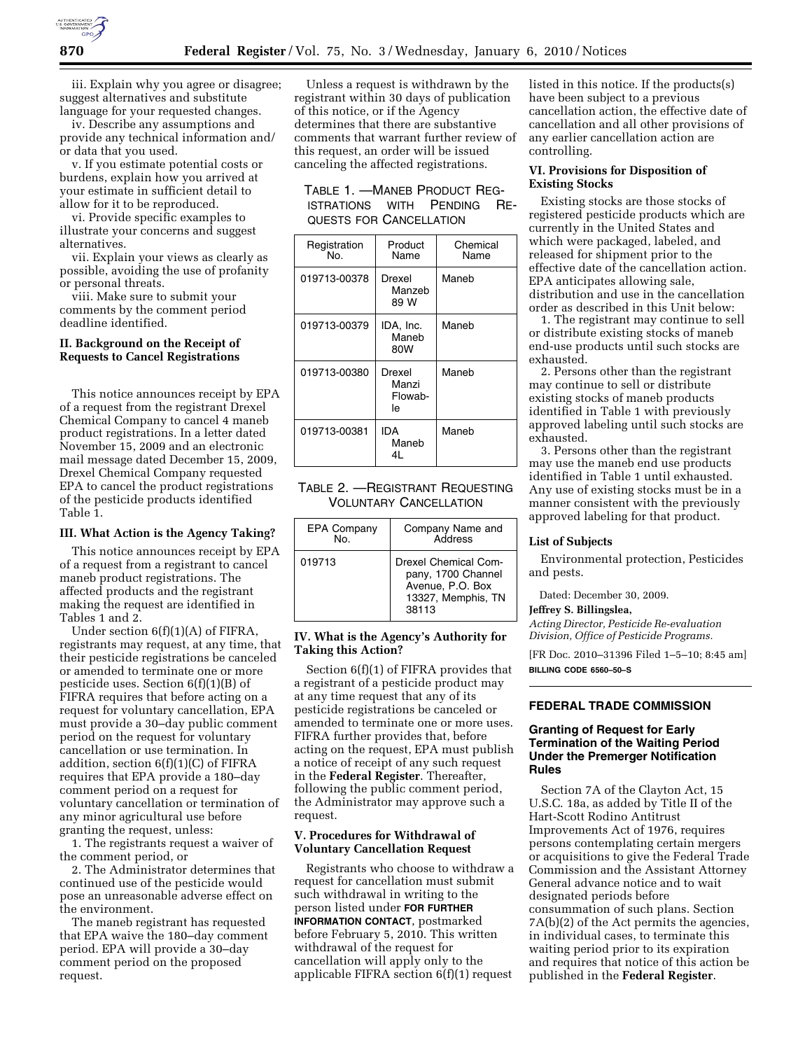iii. Explain why you agree or disagree; suggest alternatives and substitute language for your requested changes.

iv. Describe any assumptions and provide any technical information and/or data that you used.

v. If you estimate potential costs or burdens, explain how you arrived at your estimate in sufficient detail to allow for it to be reproduced.

vi. Provide specific examples to illustrate your concerns and suggest alternatives.

vii. Explain your views as clearly as possible, avoiding the use of profanity or personal threats.

viii. Make sure to submit your comments by the comment period deadline identified.

## II. Background on the Receipt of Requests to Cancel Registrations

This notice announces receipt by EPA of a request from the registrant Drexel Chemical Company to cancel 4 maneb product registrations. In a letter dated November 15, 2009 and an electronic mail message dated December 15, 2009, Drexel Chemical Company requested EPA to cancel the product registrations of the pesticide products identified Table 1.

## III. What Action is the Agency Taking?

This notice announces receipt by EPA of a request from a registrant to cancel maneb product registrations. The affected products and the registrant making the request are identified in Tables 1 and 2.

Under section 6(f)(1)(A) of FIFRA, registrants may request, at any time, that their pesticide registrations be canceled or amended to terminate one or more pesticide uses. Section 6(f)(1)(B) of FIFRA requires that before acting on a request for voluntary cancellation, EPA must provide a 30–day public comment period on the request for voluntary cancellation or use termination. In addition, section 6(f)(1)(C) of FIFRA requires that EPA provide a 180–day comment period on a request for voluntary cancellation or termination of any minor agricultural use before granting the request, unless:

1. The registrants request a waiver of the comment period, or

2. The Administrator determines that continued use of the pesticide would pose an unreasonable adverse effect on the environment.

The maneb registrant has requested that EPA waive the 180–day comment period. EPA will provide a 30–day comment period on the proposed request.

Unless a request is withdrawn by the registrant within 30 days of publication of this notice, or if the Agency determines that there are substantive comments that warrant further review of this request, an order will be issued canceling the affected registrations.

TABLE 1.—MANEB PRODUCT REGISTRATIONS WITH PENDING REQUESTS FOR CANCELLATION

| Registration No. | Product Name | Chemical Name |
|---|---|---|
| 019713-00378 | Drexel Manzeb 89 W | Maneb |
| 019713-00379 | IDA, Inc. Maneb 80W | Maneb |
| 019713-00380 | Drexel Manzi Flowable | Maneb |
| 019713-00381 | IDA Maneb 4L | Maneb |

TABLE 2.—REGISTRANT REQUESTING VOLUNTARY CANCELLATION

| EPA Company No. | Company Name and Address |
|---|---|
| 019713 | Drexel Chemical Company, 1700 Channel Avenue, P.O. Box 13327, Memphis, TN 38113 |

## IV. What is the Agency's Authority for Taking this Action?

Section 6(f)(1) of FIFRA provides that a registrant of a pesticide product may at any time request that any of its pesticide registrations be canceled or amended to terminate one or more uses. FIFRA further provides that, before acting on the request, EPA must publish a notice of receipt of any such request in the **Federal Register**. Thereafter, following the public comment period, the Administrator may approve such a request.

## V. Procedures for Withdrawal of Voluntary Cancellation Request

Registrants who choose to withdraw a request for cancellation must submit such withdrawal in writing to the person listed under **FOR FURTHER INFORMATION CONTACT**, postmarked before February 5, 2010. This written withdrawal of the request for cancellation will apply only to the applicable FIFRA section 6(f)(1) request listed in this notice. If the products(s) have been subject to a previous cancellation action, the effective date of cancellation and all other provisions of any earlier cancellation action are controlling.

## VI. Provisions for Disposition of Existing Stocks

Existing stocks are those stocks of registered pesticide products which are currently in the United States and which were packaged, labeled, and released for shipment prior to the effective date of the cancellation action. EPA anticipates allowing sale, distribution and use in the cancellation order as described in this Unit below:

1. The registrant may continue to sell or distribute existing stocks of maneb end-use products until such stocks are exhausted.

2. Persons other than the registrant may continue to sell or distribute existing stocks of maneb products identified in Table 1 with previously approved labeling until such stocks are exhausted.

3. Persons other than the registrant may use the maneb end use products identified in Table 1 until exhausted. Any use of existing stocks must be in a manner consistent with the previously approved labeling for that product.

### List of Subjects

Environmental protection, Pesticides and pests.

Dated: December 30, 2009.

**Jeffrey S. Billingslea,**

*Acting Director, Pesticide Re-evaluation Division, Office of Pesticide Programs.*

[FR Doc. 2010–31396 Filed 1–5–10; 8:45 am]

**BILLING CODE 6560–50–S**

---

## FEDERAL TRADE COMMISSION

### Granting of Request for Early Termination of the Waiting Period Under the Premerger Notification Rules

Section 7A of the Clayton Act, 15 U.S.C. 18a, as added by Title II of the Hart-Scott Rodino Antitrust Improvements Act of 1976, requires persons contemplating certain mergers or acquisitions to give the Federal Trade Commission and the Assistant Attorney General advance notice and to wait designated periods before consummation of such plans. Section 7A(b)(2) of the Act permits the agencies, in individual cases, to terminate this waiting period prior to its expiration and requires that notice of this action be published in the **Federal Register**.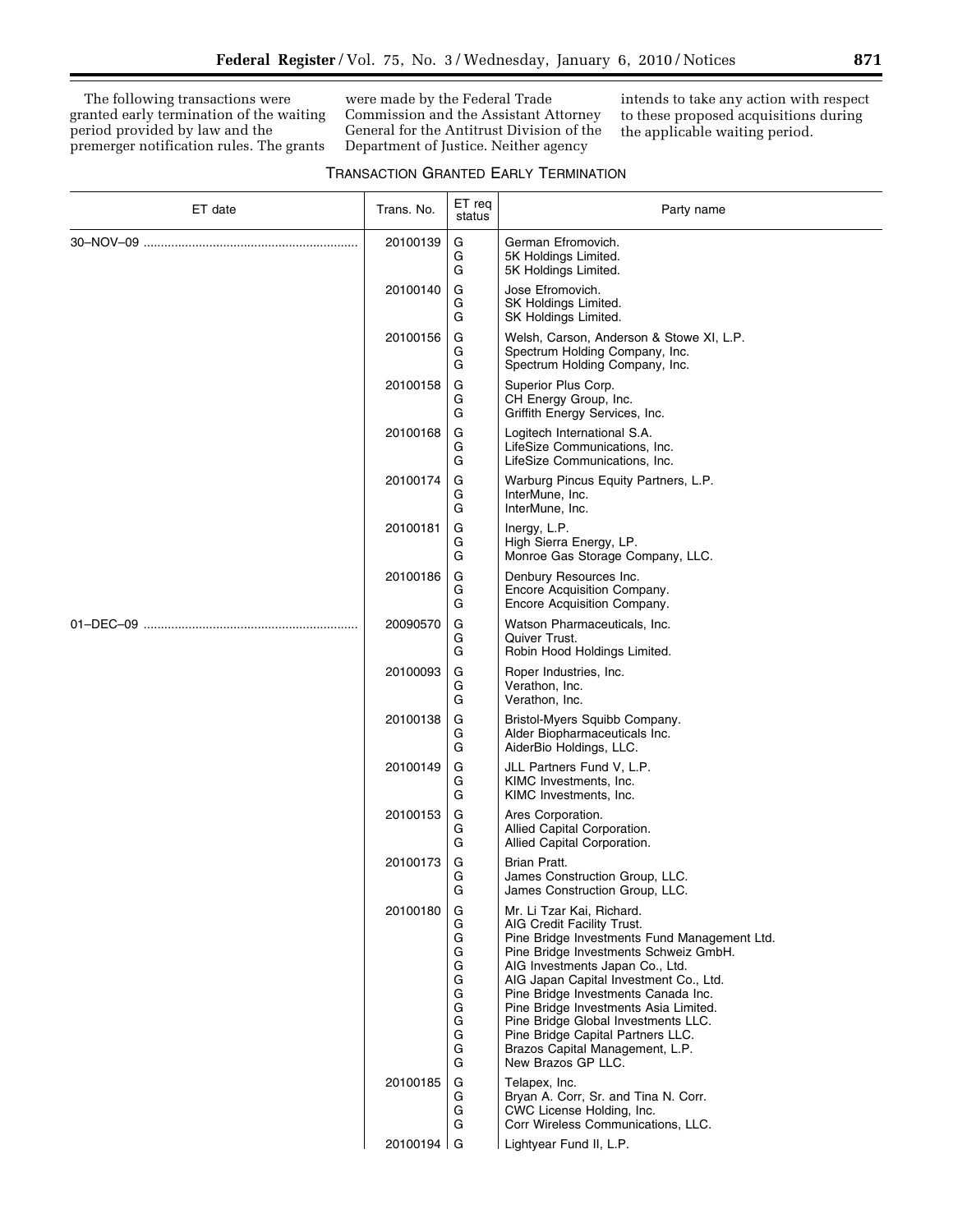The following transactions were granted early termination of the waiting period provided by law and the premerger notification rules. The grants were made by the Federal Trade Commission and the Assistant Attorney General for the Antitrust Division of the Department of Justice. Neither agency intends to take any action with respect to these proposed acquisitions during the applicable waiting period.

TRANSACTION GRANTED EARLY TERMINATION

| ET date | Trans. No. | ET req status | Party name |
|---|---|---|---|
| 30–NOV–09 | 20100139 | G | German Efromovich. |
| | | G | 5K Holdings Limited. |
| | | G | 5K Holdings Limited. |
| | 20100140 | G | Jose Efromovich. |
| | | G | SK Holdings Limited. |
| | | G | SK Holdings Limited. |
| | 20100156 | G | Welsh, Carson, Anderson & Stowe XI, L.P. |
| | | G | Spectrum Holding Company, Inc. |
| | | G | Spectrum Holding Company, Inc. |
| | 20100158 | G | Superior Plus Corp. |
| | | G | CH Energy Group, Inc. |
| | | G | Griffith Energy Services, Inc. |
| | 20100168 | G | Logitech International S.A. |
| | | G | LifeSize Communications, Inc. |
| | | G | LifeSize Communications, Inc. |
| | 20100174 | G | Warburg Pincus Equity Partners, L.P. |
| | | G | InterMune, Inc. |
| | | G | InterMune, Inc. |
| | 20100181 | G | Inergy, L.P. |
| | | G | High Sierra Energy, LP. |
| | | G | Monroe Gas Storage Company, LLC. |
| | 20100186 | G | Denbury Resources Inc. |
| | | G | Encore Acquisition Company. |
| | | G | Encore Acquisition Company. |
| 01–DEC–09 | 20090570 | G | Watson Pharmaceuticals, Inc. |
| | | G | Quiver Trust. |
| | | G | Robin Hood Holdings Limited. |
| | 20100093 | G | Roper Industries, Inc. |
| | | G | Verathon, Inc. |
| | | G | Verathon, Inc. |
| | 20100138 | G | Bristol-Myers Squibb Company. |
| | | G | Alder Biopharmaceuticals Inc. |
| | | G | AiderBio Holdings, LLC. |
| | 20100149 | G | JLL Partners Fund V, L.P. |
| | | G | KIMC Investments, Inc. |
| | | G | KIMC Investments, Inc. |
| | 20100153 | G | Ares Corporation. |
| | | G | Allied Capital Corporation. |
| | | G | Allied Capital Corporation. |
| | 20100173 | G | Brian Pratt. |
| | | G | James Construction Group, LLC. |
| | | G | James Construction Group, LLC. |
| | 20100180 | G | Mr. Li Tzar Kai, Richard. |
| | | G | AIG Credit Facility Trust. |
| | | G | Pine Bridge Investments Fund Management Ltd. |
| | | G | Pine Bridge Investments Schweiz GmbH. |
| | | G | AIG Investments Japan Co., Ltd. |
| | | G | AIG Japan Capital Investment Co., Ltd. |
| | | G | Pine Bridge Investments Canada Inc. |
| | | G | Pine Bridge Investments Asia Limited. |
| | | G | Pine Bridge Global Investments LLC. |
| | | G | Pine Bridge Capital Partners LLC. |
| | | G | Brazos Capital Management, L.P. |
| | | G | New Brazos GP LLC. |
| | 20100185 | G | Telapex, Inc. |
| | | G | Bryan A. Corr, Sr. and Tina N. Corr. |
| | | G | CWC License Holding, Inc. |
| | | G | Corr Wireless Communications, LLC. |
| | 20100194 | G | Lightyear Fund II, L.P. |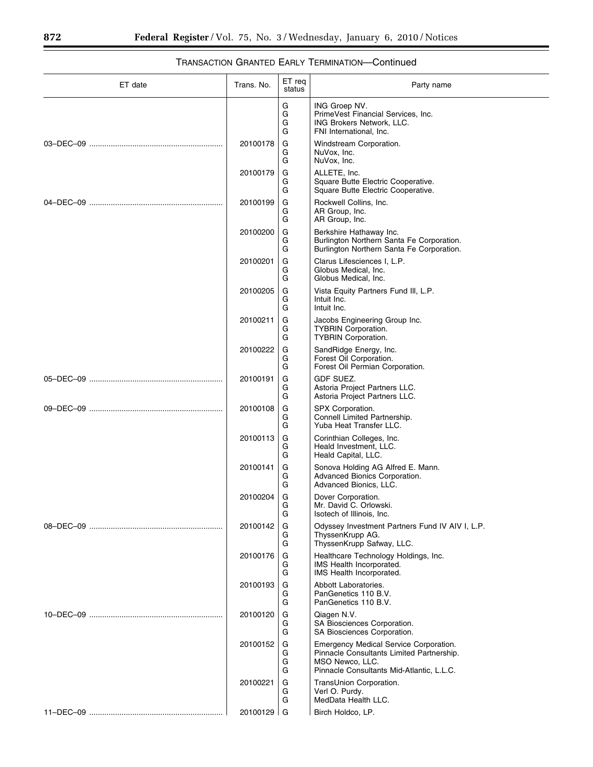## TRANSACTION GRANTED EARLY TERMINATION—Continued

| ET date | Trans. No. | ET req status | Party name |
|---|---|---|---|
| | | G | ING Groep NV. |
| | | G | PrimeVest Financial Services, Inc. |
| | | G | ING Brokers Network, LLC. |
| | | G | FNI International, Inc. |
| 03–DEC–09 | 20100178 | G | Windstream Corporation. |
| | | G | NuVox, Inc. |
| | | G | NuVox, Inc. |
| | 20100179 | G | ALLETE, Inc. |
| | | G | Square Butte Electric Cooperative. |
| | | G | Square Butte Electric Cooperative. |
| 04–DEC–09 | 20100199 | G | Rockwell Collins, Inc. |
| | | G | AR Group, Inc. |
| | | G | AR Group, Inc. |
| | 20100200 | G | Berkshire Hathaway Inc. |
| | | G | Burlington Northern Santa Fe Corporation. |
| | | G | Burlington Northern Santa Fe Corporation. |
| | 20100201 | G | Clarus Lifesciences I, L.P. |
| | | G | Globus Medical, Inc. |
| | | G | Globus Medical, Inc. |
| | 20100205 | G | Vista Equity Partners Fund III, L.P. |
| | | G | Intuit Inc. |
| | | G | Intuit Inc. |
| | 20100211 | G | Jacobs Engineering Group Inc. |
| | | G | TYBRIN Corporation. |
| | | G | TYBRIN Corporation. |
| | 20100222 | G | SandRidge Energy, Inc. |
| | | G | Forest Oil Corporation. |
| | | G | Forest Oil Permian Corporation. |
| 05–DEC–09 | 20100191 | G | GDF SUEZ. |
| | | G | Astoria Project Partners LLC. |
| | | G | Astoria Project Partners LLC. |
| 09–DEC–09 | 20100108 | G | SPX Corporation. |
| | | G | Connell Limited Partnership. |
| | | G | Yuba Heat Transfer LLC. |
| | 20100113 | G | Corinthian Colleges, Inc. |
| | | G | Heald Investment, LLC. |
| | | G | Heald Capital, LLC. |
| | 20100141 | G | Sonova Holding AG Alfred E. Mann. |
| | | G | Advanced Bionics Corporation. |
| | | G | Advanced Bionics, LLC. |
| | 20100204 | G | Dover Corporation. |
| | | G | Mr. David C. Orlowski. |
| | | G | Isotech of Illinois, Inc. |
| 08–DEC–09 | 20100142 | G | Odyssey Investment Partners Fund IV AIV I, L.P. |
| | | G | ThyssenKrupp AG. |
| | | G | ThyssenKrupp Safway, LLC. |
| | 20100176 | G | Healthcare Technology Holdings, Inc. |
| | | G | IMS Health Incorporated. |
| | | G | IMS Health Incorporated. |
| | 20100193 | G | Abbott Laboratories. |
| | | G | PanGenetics 110 B.V. |
| | | G | PanGenetics 110 B.V. |
| 10–DEC–09 | 20100120 | G | Qiagen N.V. |
| | | G | SA Biosciences Corporation. |
| | | G | SA Biosciences Corporation. |
| | 20100152 | G | Emergency Medical Service Corporation. |
| | | G | Pinnacle Consultants Limited Partnership. |
| | | G | MSO Newco, LLC. |
| | | G | Pinnacle Consultants Mid-Atlantic, L.L.C. |
| | 20100221 | G | TransUnion Corporation. |
| | | G | Verl O. Purdy. |
| | | G | MedData Health LLC. |
| 11–DEC–09 | 20100129 | G | Birch Holdco, LP. |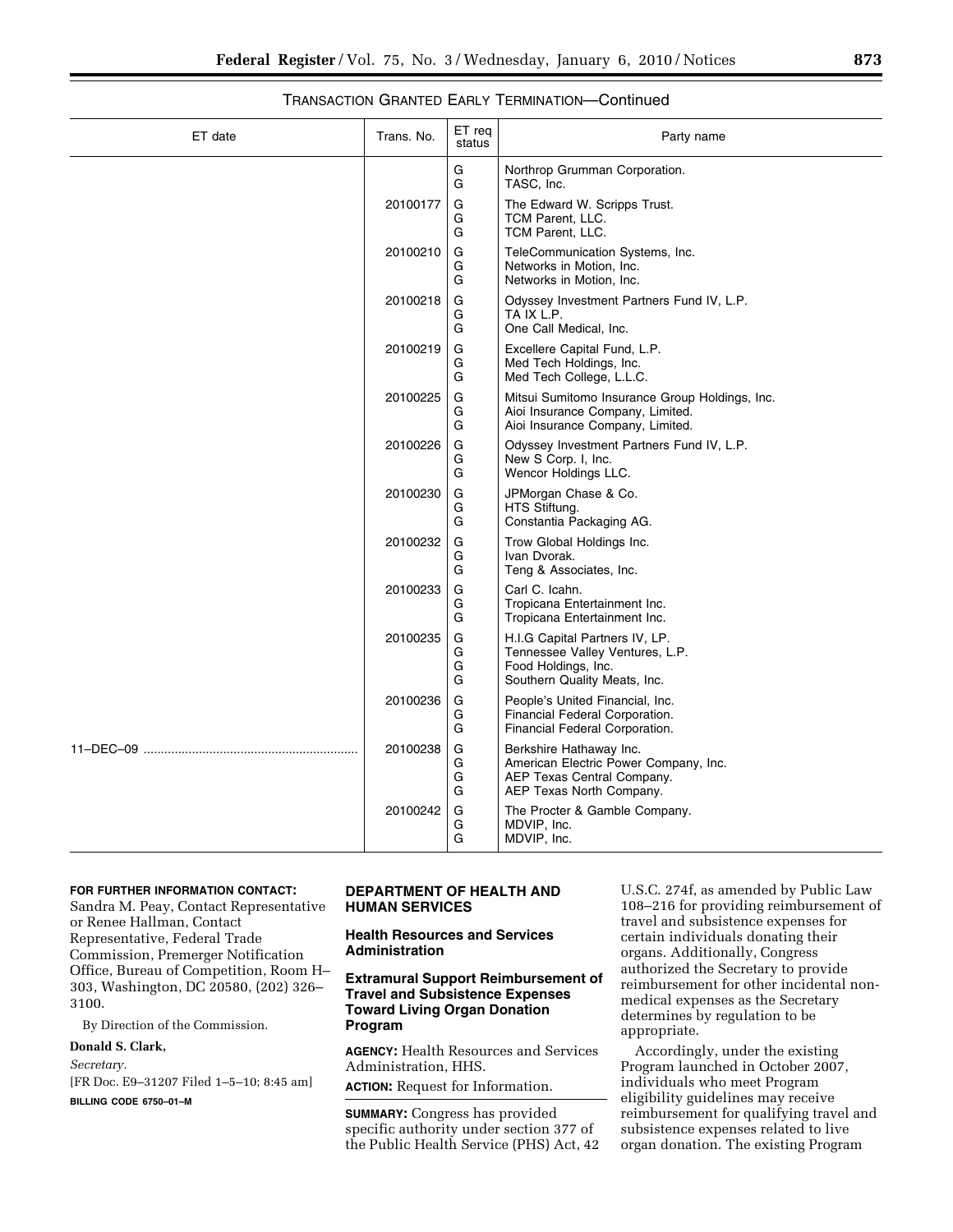TRANSACTION GRANTED EARLY TERMINATION—Continued

| ET date | Trans. No. | ET req status | Party name |
|---|---|---|---|
| | | G | Northrop Grumman Corporation. |
| | | G | TASC, Inc. |
| | 20100177 | G | The Edward W. Scripps Trust. |
| | | G | TCM Parent, LLC. |
| | | G | TCM Parent, LLC. |
| | 20100210 | G | TeleCommunication Systems, Inc. |
| | | G | Networks in Motion, Inc. |
| | | G | Networks in Motion, Inc. |
| | 20100218 | G | Odyssey Investment Partners Fund IV, L.P. |
| | | G | TA IX L.P. |
| | | G | One Call Medical, Inc. |
| | 20100219 | G | Excellere Capital Fund, L.P. |
| | | G | Med Tech Holdings, Inc. |
| | | G | Med Tech College, L.L.C. |
| | 20100225 | G | Mitsui Sumitomo Insurance Group Holdings, Inc. |
| | | G | Aioi Insurance Company, Limited. |
| | | G | Aioi Insurance Company, Limited. |
| | 20100226 | G | Odyssey Investment Partners Fund IV, L.P. |
| | | G | New S Corp. I, Inc. |
| | | G | Wencor Holdings LLC. |
| | 20100230 | G | JPMorgan Chase & Co. |
| | | G | HTS Stiftung. |
| | | G | Constantia Packaging AG. |
| | 20100232 | G | Trow Global Holdings Inc. |
| | | G | Ivan Dvorak. |
| | | G | Teng & Associates, Inc. |
| | 20100233 | G | Carl C. Icahn. |
| | | G | Tropicana Entertainment Inc. |
| | | G | Tropicana Entertainment Inc. |
| | 20100235 | G | H.I.G Capital Partners IV, LP. |
| | | G | Tennessee Valley Ventures, L.P. |
| | | G | Food Holdings, Inc. |
| | | G | Southern Quality Meats, Inc. |
| | 20100236 | G | People's United Financial, Inc. |
| | | G | Financial Federal Corporation. |
| | | G | Financial Federal Corporation. |
| 11–DEC–09 | 20100238 | G | Berkshire Hathaway Inc. |
| | | G | American Electric Power Company, Inc. |
| | | G | AEP Texas Central Company. |
| | | G | AEP Texas North Company. |
| | 20100242 | G | The Procter & Gamble Company. |
| | | G | MDVIP, Inc. |
| | | G | MDVIP, Inc. |

**FOR FURTHER INFORMATION CONTACT:** Sandra M. Peay, Contact Representative or Renee Hallman, Contact Representative, Federal Trade Commission, Premerger Notification Office, Bureau of Competition, Room H–303, Washington, DC 20580, (202) 326–3100.

By Direction of the Commission.

**Donald S. Clark,**

*Secretary.*

[FR Doc. E9–31207 Filed 1–5–10; 8:45 am]

**BILLING CODE 6750–01–M**

## DEPARTMENT OF HEALTH AND HUMAN SERVICES

### Health Resources and Services Administration

### Extramural Support Reimbursement of Travel and Subsistence Expenses Toward Living Organ Donation Program

**AGENCY:** Health Resources and Services Administration, HHS.

**ACTION:** Request for Information.

**SUMMARY:** Congress has provided specific authority under section 377 of the Public Health Service (PHS) Act, 42 U.S.C. 274f, as amended by Public Law 108–216 for providing reimbursement of travel and subsistence expenses for certain individuals donating their organs. Additionally, Congress authorized the Secretary to provide reimbursement for other incidental non-medical expenses as the Secretary determines by regulation to be appropriate.

Accordingly, under the existing Program launched in October 2007, individuals who meet Program eligibility guidelines may receive reimbursement for qualifying travel and subsistence expenses related to live organ donation. The existing Program